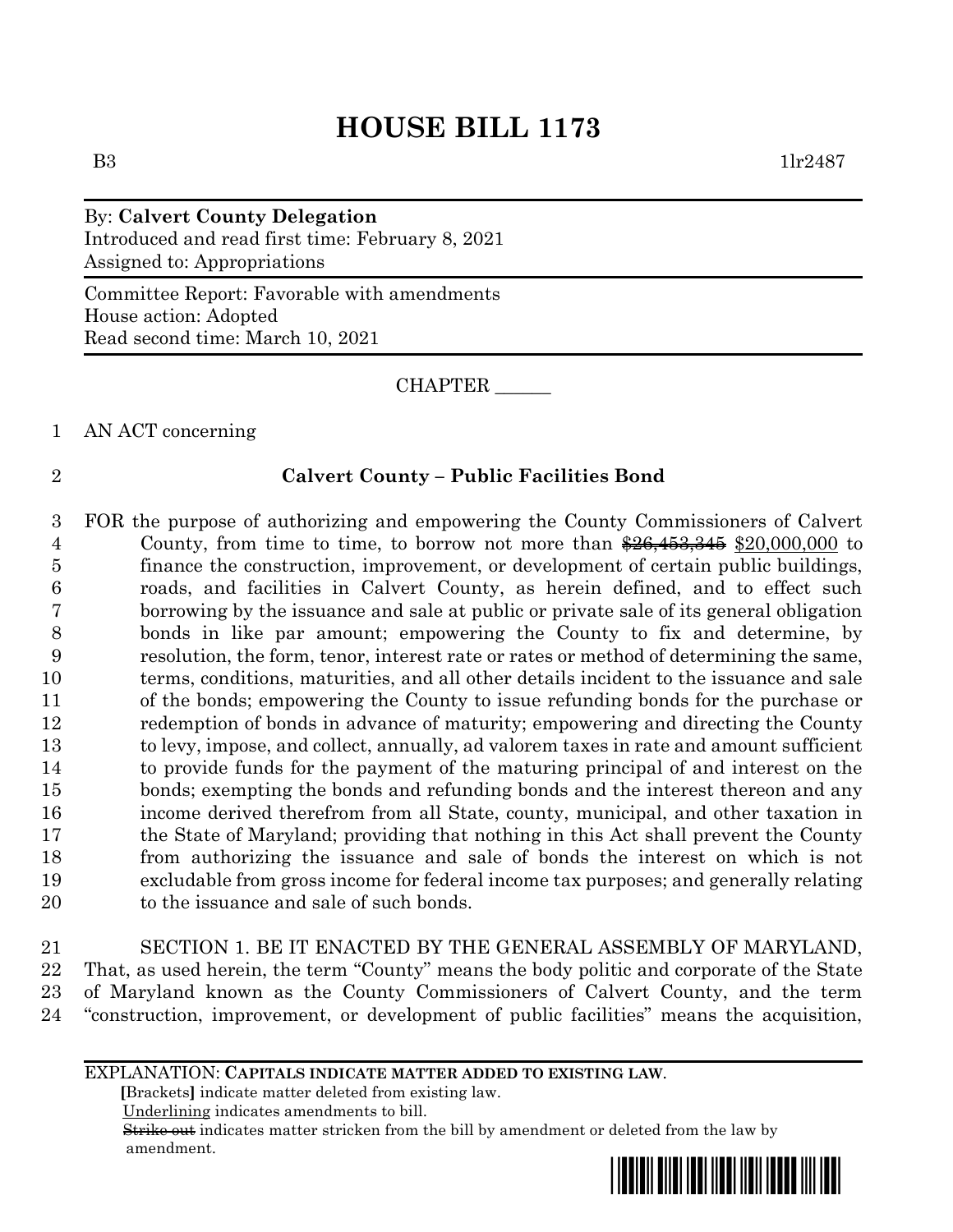# HOUSE BILL 1173

B3 1lr2487

By: **Calvert County Delegation**
Introduced and read first time: February 8, 2021
Assigned to: Appropriations

Committee Report: Favorable with amendments
House action: Adopted
Read second time: March 10, 2021

CHAPTER ______

AN ACT concerning

**Calvert County – Public Facilities Bond**

FOR the purpose of authorizing and empowering the County Commissioners of Calvert County, from time to time, to borrow not more than ~~$26,453,345~~ $20,000,000 to finance the construction, improvement, or development of certain public buildings, roads, and facilities in Calvert County, as herein defined, and to effect such borrowing by the issuance and sale at public or private sale of its general obligation bonds in like par amount; empowering the County to fix and determine, by resolution, the form, tenor, interest rate or rates or method of determining the same, terms, conditions, maturities, and all other details incident to the issuance and sale of the bonds; empowering the County to issue refunding bonds for the purchase or redemption of bonds in advance of maturity; empowering and directing the County to levy, impose, and collect, annually, ad valorem taxes in rate and amount sufficient to provide funds for the payment of the maturing principal of and interest on the bonds; exempting the bonds and refunding bonds and the interest thereon and any income derived therefrom from all State, county, municipal, and other taxation in the State of Maryland; providing that nothing in this Act shall prevent the County from authorizing the issuance and sale of bonds the interest on which is not excludable from gross income for federal income tax purposes; and generally relating to the issuance and sale of such bonds.

SECTION 1. BE IT ENACTED BY THE GENERAL ASSEMBLY OF MARYLAND, That, as used herein, the term "County" means the body politic and corporate of the State of Maryland known as the County Commissioners of Calvert County, and the term "construction, improvement, or development of public facilities" means the acquisition,

EXPLANATION: **CAPITALS INDICATE MATTER ADDED TO EXISTING LAW.**
**[**Brackets**]** indicate matter deleted from existing law.
Underlining indicates amendments to bill.
~~Strike out~~ indicates matter stricken from the bill by amendment or deleted from the law by amendment.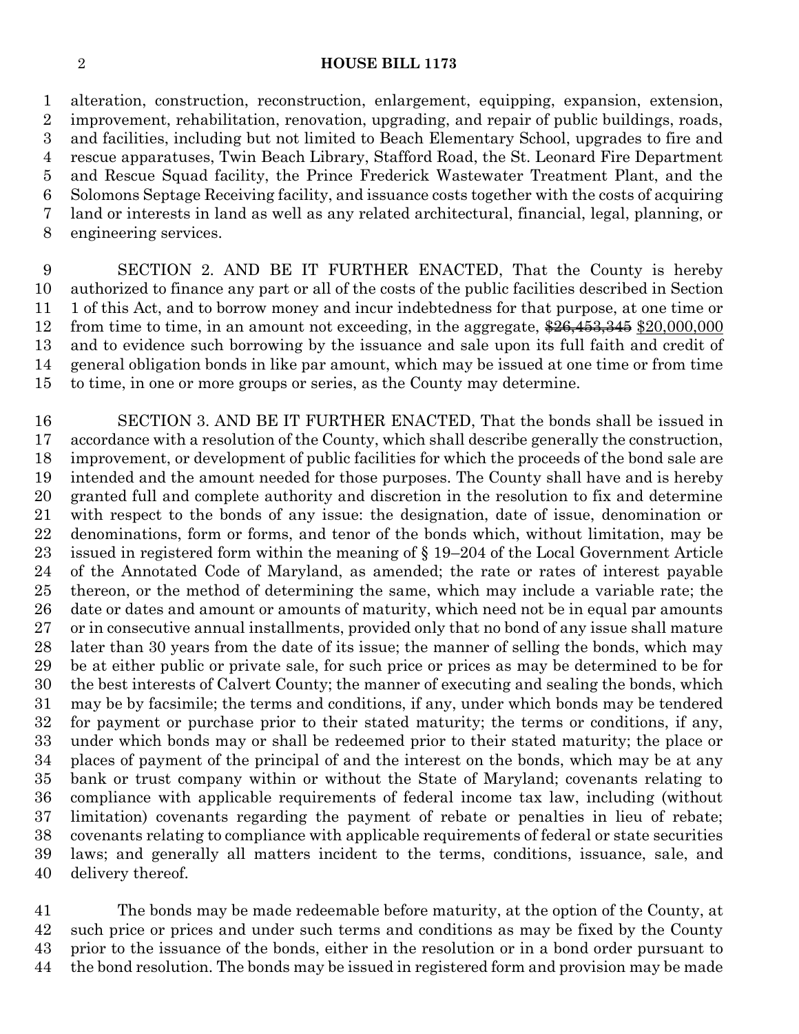alteration, construction, reconstruction, enlargement, equipping, expansion, extension, improvement, rehabilitation, renovation, upgrading, and repair of public buildings, roads, and facilities, including but not limited to Beach Elementary School, upgrades to fire and rescue apparatuses, Twin Beach Library, Stafford Road, the St. Leonard Fire Department and Rescue Squad facility, the Prince Frederick Wastewater Treatment Plant, and the Solomons Septage Receiving facility, and issuance costs together with the costs of acquiring land or interests in land as well as any related architectural, financial, legal, planning, or engineering services.

SECTION 2. AND BE IT FURTHER ENACTED, That the County is hereby authorized to finance any part or all of the costs of the public facilities described in Section 1 of this Act, and to borrow money and incur indebtedness for that purpose, at one time or from time to time, in an amount not exceeding, in the aggregate, ~~$26,453,345~~ $20,000,000 and to evidence such borrowing by the issuance and sale upon its full faith and credit of general obligation bonds in like par amount, which may be issued at one time or from time to time, in one or more groups or series, as the County may determine.

SECTION 3. AND BE IT FURTHER ENACTED, That the bonds shall be issued in accordance with a resolution of the County, which shall describe generally the construction, improvement, or development of public facilities for which the proceeds of the bond sale are intended and the amount needed for those purposes. The County shall have and is hereby granted full and complete authority and discretion in the resolution to fix and determine with respect to the bonds of any issue: the designation, date of issue, denomination or denominations, form or forms, and tenor of the bonds which, without limitation, may be issued in registered form within the meaning of § 19–204 of the Local Government Article of the Annotated Code of Maryland, as amended; the rate or rates of interest payable thereon, or the method of determining the same, which may include a variable rate; the date or dates and amount or amounts of maturity, which need not be in equal par amounts or in consecutive annual installments, provided only that no bond of any issue shall mature later than 30 years from the date of its issue; the manner of selling the bonds, which may be at either public or private sale, for such price or prices as may be determined to be for the best interests of Calvert County; the manner of executing and sealing the bonds, which may be by facsimile; the terms and conditions, if any, under which bonds may be tendered for payment or purchase prior to their stated maturity; the terms or conditions, if any, under which bonds may or shall be redeemed prior to their stated maturity; the place or places of payment of the principal of and the interest on the bonds, which may be at any bank or trust company within or without the State of Maryland; covenants relating to compliance with applicable requirements of federal income tax law, including (without limitation) covenants regarding the payment of rebate or penalties in lieu of rebate; covenants relating to compliance with applicable requirements of federal or state securities laws; and generally all matters incident to the terms, conditions, issuance, sale, and delivery thereof.

The bonds may be made redeemable before maturity, at the option of the County, at such price or prices and under such terms and conditions as may be fixed by the County prior to the issuance of the bonds, either in the resolution or in a bond order pursuant to the bond resolution. The bonds may be issued in registered form and provision may be made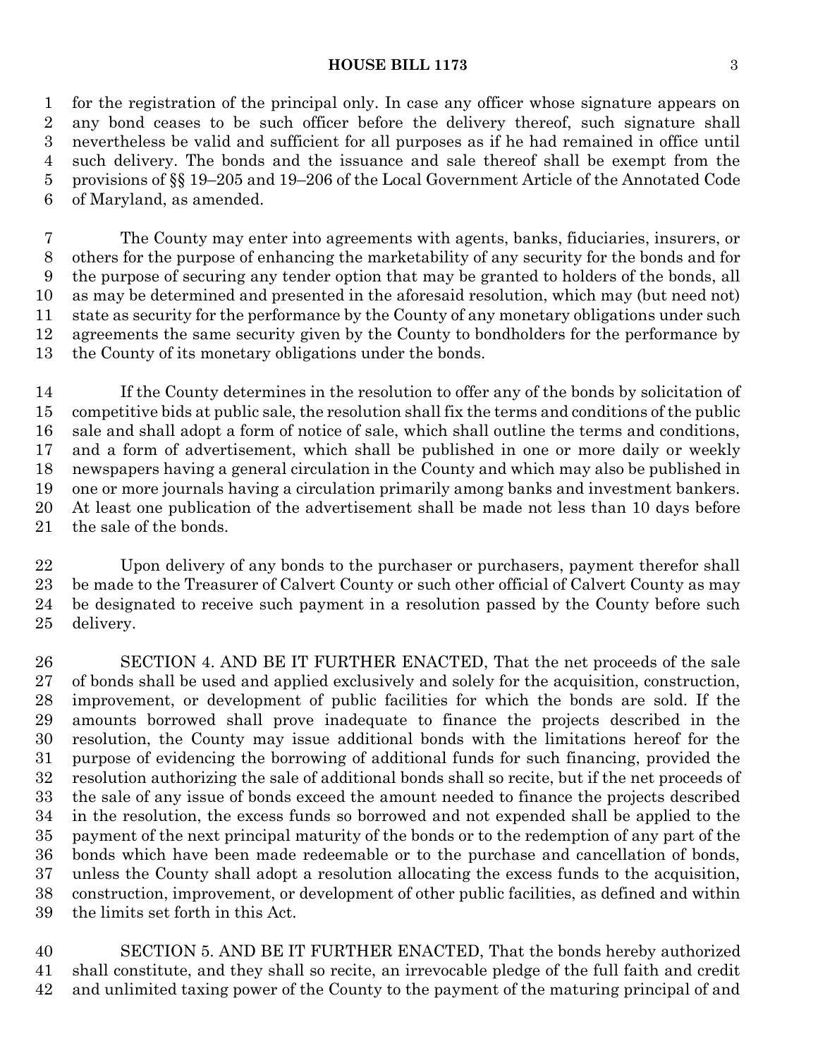for the registration of the principal only. In case any officer whose signature appears on any bond ceases to be such officer before the delivery thereof, such signature shall nevertheless be valid and sufficient for all purposes as if he had remained in office until such delivery. The bonds and the issuance and sale thereof shall be exempt from the provisions of §§ 19–205 and 19–206 of the Local Government Article of the Annotated Code of Maryland, as amended.

The County may enter into agreements with agents, banks, fiduciaries, insurers, or others for the purpose of enhancing the marketability of any security for the bonds and for the purpose of securing any tender option that may be granted to holders of the bonds, all as may be determined and presented in the aforesaid resolution, which may (but need not) state as security for the performance by the County of any monetary obligations under such agreements the same security given by the County to bondholders for the performance by the County of its monetary obligations under the bonds.

If the County determines in the resolution to offer any of the bonds by solicitation of competitive bids at public sale, the resolution shall fix the terms and conditions of the public sale and shall adopt a form of notice of sale, which shall outline the terms and conditions, and a form of advertisement, which shall be published in one or more daily or weekly newspapers having a general circulation in the County and which may also be published in one or more journals having a circulation primarily among banks and investment bankers. At least one publication of the advertisement shall be made not less than 10 days before the sale of the bonds.

Upon delivery of any bonds to the purchaser or purchasers, payment therefor shall be made to the Treasurer of Calvert County or such other official of Calvert County as may be designated to receive such payment in a resolution passed by the County before such delivery.

SECTION 4. AND BE IT FURTHER ENACTED, That the net proceeds of the sale of bonds shall be used and applied exclusively and solely for the acquisition, construction, improvement, or development of public facilities for which the bonds are sold. If the amounts borrowed shall prove inadequate to finance the projects described in the resolution, the County may issue additional bonds with the limitations hereof for the purpose of evidencing the borrowing of additional funds for such financing, provided the resolution authorizing the sale of additional bonds shall so recite, but if the net proceeds of the sale of any issue of bonds exceed the amount needed to finance the projects described in the resolution, the excess funds so borrowed and not expended shall be applied to the payment of the next principal maturity of the bonds or to the redemption of any part of the bonds which have been made redeemable or to the purchase and cancellation of bonds, unless the County shall adopt a resolution allocating the excess funds to the acquisition, construction, improvement, or development of other public facilities, as defined and within the limits set forth in this Act.

SECTION 5. AND BE IT FURTHER ENACTED, That the bonds hereby authorized shall constitute, and they shall so recite, an irrevocable pledge of the full faith and credit and unlimited taxing power of the County to the payment of the maturing principal of and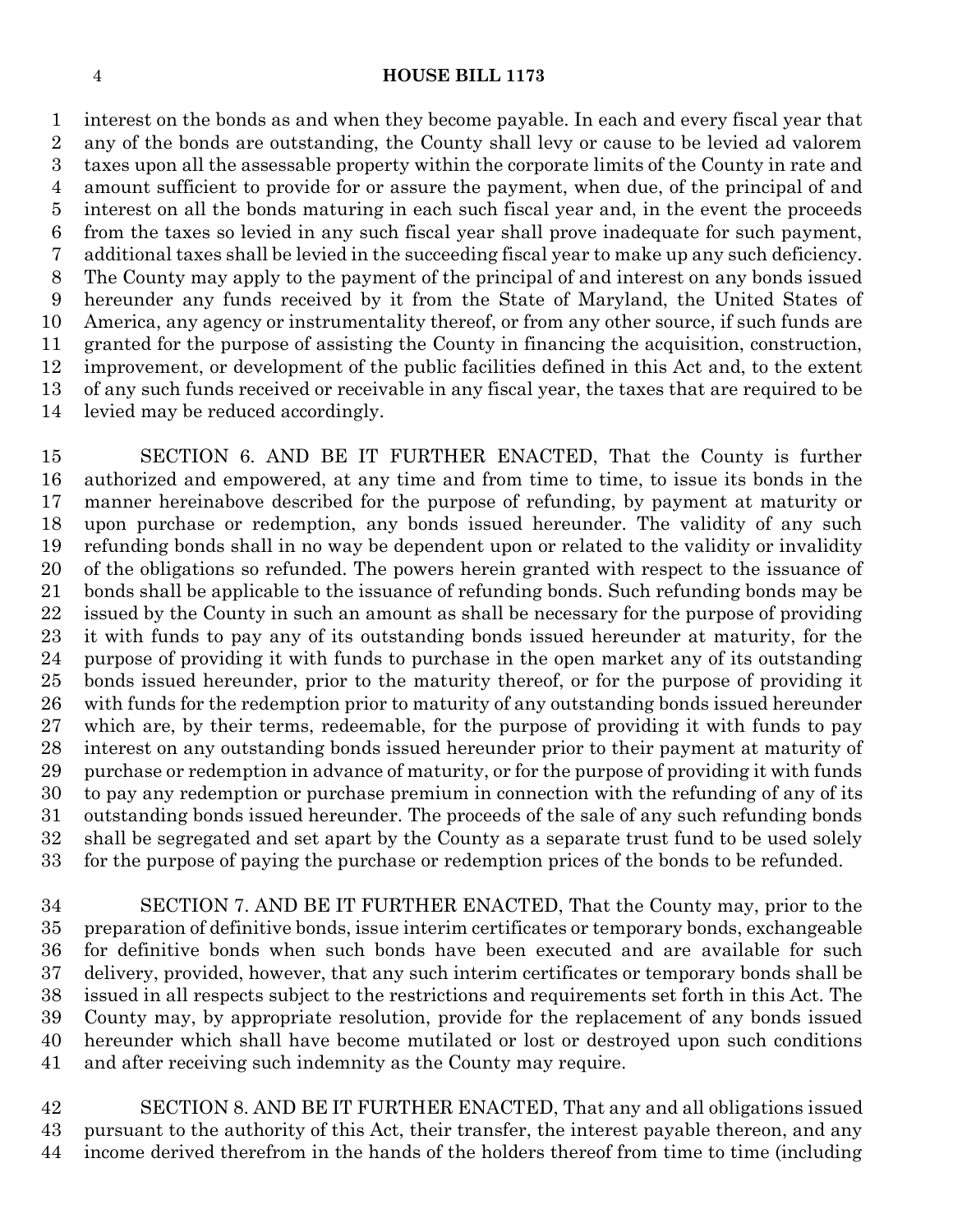interest on the bonds as and when they become payable. In each and every fiscal year that any of the bonds are outstanding, the County shall levy or cause to be levied ad valorem taxes upon all the assessable property within the corporate limits of the County in rate and amount sufficient to provide for or assure the payment, when due, of the principal of and interest on all the bonds maturing in each such fiscal year and, in the event the proceeds from the taxes so levied in any such fiscal year shall prove inadequate for such payment, additional taxes shall be levied in the succeeding fiscal year to make up any such deficiency. The County may apply to the payment of the principal of and interest on any bonds issued hereunder any funds received by it from the State of Maryland, the United States of America, any agency or instrumentality thereof, or from any other source, if such funds are granted for the purpose of assisting the County in financing the acquisition, construction, improvement, or development of the public facilities defined in this Act and, to the extent of any such funds received or receivable in any fiscal year, the taxes that are required to be levied may be reduced accordingly.

SECTION 6. AND BE IT FURTHER ENACTED, That the County is further authorized and empowered, at any time and from time to time, to issue its bonds in the manner hereinabove described for the purpose of refunding, by payment at maturity or upon purchase or redemption, any bonds issued hereunder. The validity of any such refunding bonds shall in no way be dependent upon or related to the validity or invalidity of the obligations so refunded. The powers herein granted with respect to the issuance of bonds shall be applicable to the issuance of refunding bonds. Such refunding bonds may be issued by the County in such an amount as shall be necessary for the purpose of providing it with funds to pay any of its outstanding bonds issued hereunder at maturity, for the purpose of providing it with funds to purchase in the open market any of its outstanding bonds issued hereunder, prior to the maturity thereof, or for the purpose of providing it with funds for the redemption prior to maturity of any outstanding bonds issued hereunder which are, by their terms, redeemable, for the purpose of providing it with funds to pay interest on any outstanding bonds issued hereunder prior to their payment at maturity of purchase or redemption in advance of maturity, or for the purpose of providing it with funds to pay any redemption or purchase premium in connection with the refunding of any of its outstanding bonds issued hereunder. The proceeds of the sale of any such refunding bonds shall be segregated and set apart by the County as a separate trust fund to be used solely for the purpose of paying the purchase or redemption prices of the bonds to be refunded.

SECTION 7. AND BE IT FURTHER ENACTED, That the County may, prior to the preparation of definitive bonds, issue interim certificates or temporary bonds, exchangeable for definitive bonds when such bonds have been executed and are available for such delivery, provided, however, that any such interim certificates or temporary bonds shall be issued in all respects subject to the restrictions and requirements set forth in this Act. The County may, by appropriate resolution, provide for the replacement of any bonds issued hereunder which shall have become mutilated or lost or destroyed upon such conditions and after receiving such indemnity as the County may require.

SECTION 8. AND BE IT FURTHER ENACTED, That any and all obligations issued pursuant to the authority of this Act, their transfer, the interest payable thereon, and any income derived therefrom in the hands of the holders thereof from time to time (including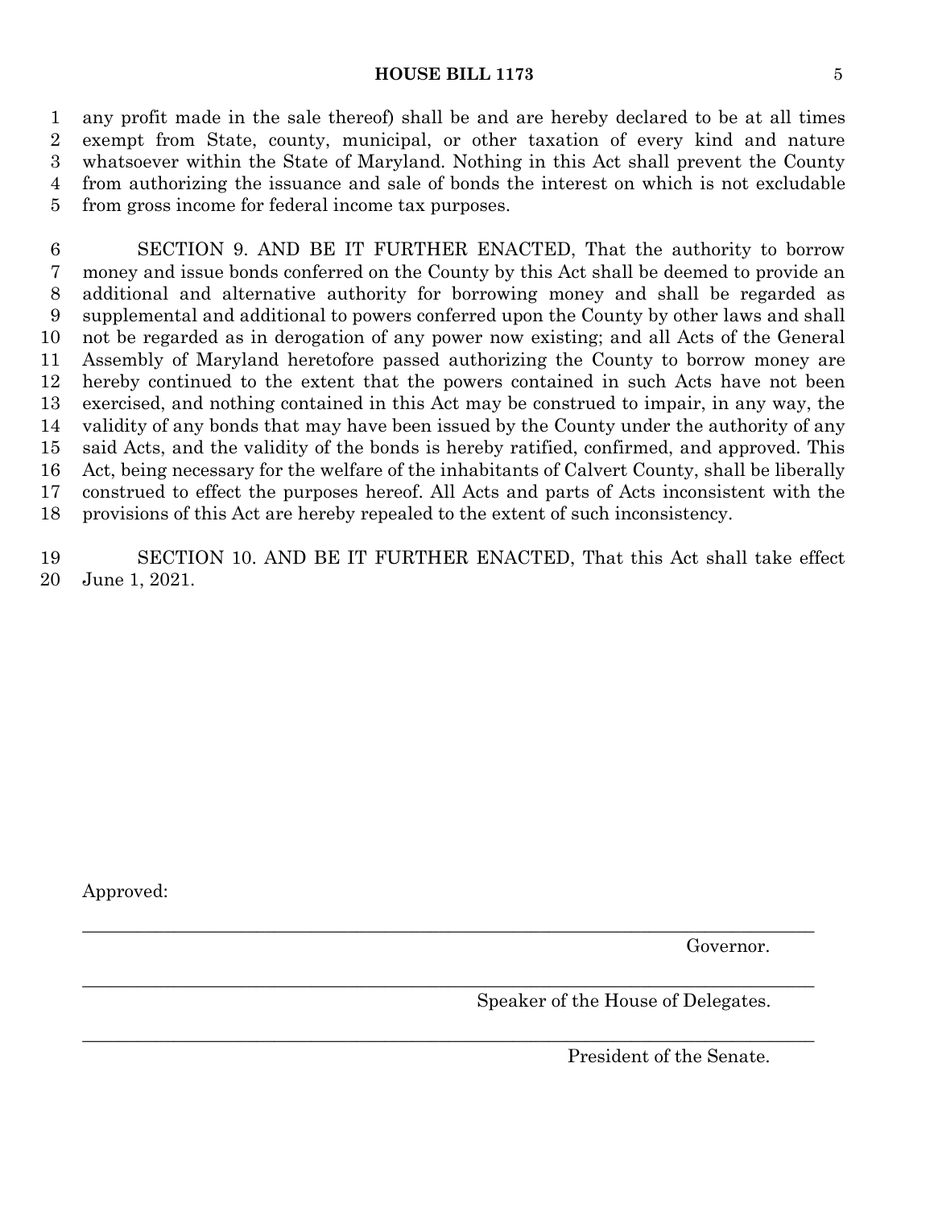any profit made in the sale thereof) shall be and are hereby declared to be at all times exempt from State, county, municipal, or other taxation of every kind and nature whatsoever within the State of Maryland. Nothing in this Act shall prevent the County from authorizing the issuance and sale of bonds the interest on which is not excludable from gross income for federal income tax purposes.

SECTION 9. AND BE IT FURTHER ENACTED, That the authority to borrow money and issue bonds conferred on the County by this Act shall be deemed to provide an additional and alternative authority for borrowing money and shall be regarded as supplemental and additional to powers conferred upon the County by other laws and shall not be regarded as in derogation of any power now existing; and all Acts of the General Assembly of Maryland heretofore passed authorizing the County to borrow money are hereby continued to the extent that the powers contained in such Acts have not been exercised, and nothing contained in this Act may be construed to impair, in any way, the validity of any bonds that may have been issued by the County under the authority of any said Acts, and the validity of the bonds is hereby ratified, confirmed, and approved. This Act, being necessary for the welfare of the inhabitants of Calvert County, shall be liberally construed to effect the purposes hereof. All Acts and parts of Acts inconsistent with the provisions of this Act are hereby repealed to the extent of such inconsistency.

SECTION 10. AND BE IT FURTHER ENACTED, That this Act shall take effect June 1, 2021.

Approved:

\_\_\_\_\_\_\_\_\_\_\_\_\_\_\_\_\_\_\_\_\_\_\_\_\_\_\_\_\_\_\_\_\_\_\_\_\_\_\_\_\_\_\_\_\_\_\_\_\_\_\_\_\_\_\_\_\_\_\_\_

Governor.

\_\_\_\_\_\_\_\_\_\_\_\_\_\_\_\_\_\_\_\_\_\_\_\_\_\_\_\_\_\_\_\_\_\_\_\_\_\_\_\_\_\_\_\_\_\_\_\_\_\_\_\_\_\_\_\_\_\_\_\_

Speaker of the House of Delegates.

\_\_\_\_\_\_\_\_\_\_\_\_\_\_\_\_\_\_\_\_\_\_\_\_\_\_\_\_\_\_\_\_\_\_\_\_\_\_\_\_\_\_\_\_\_\_\_\_\_\_\_\_\_\_\_\_\_\_\_\_

President of the Senate.